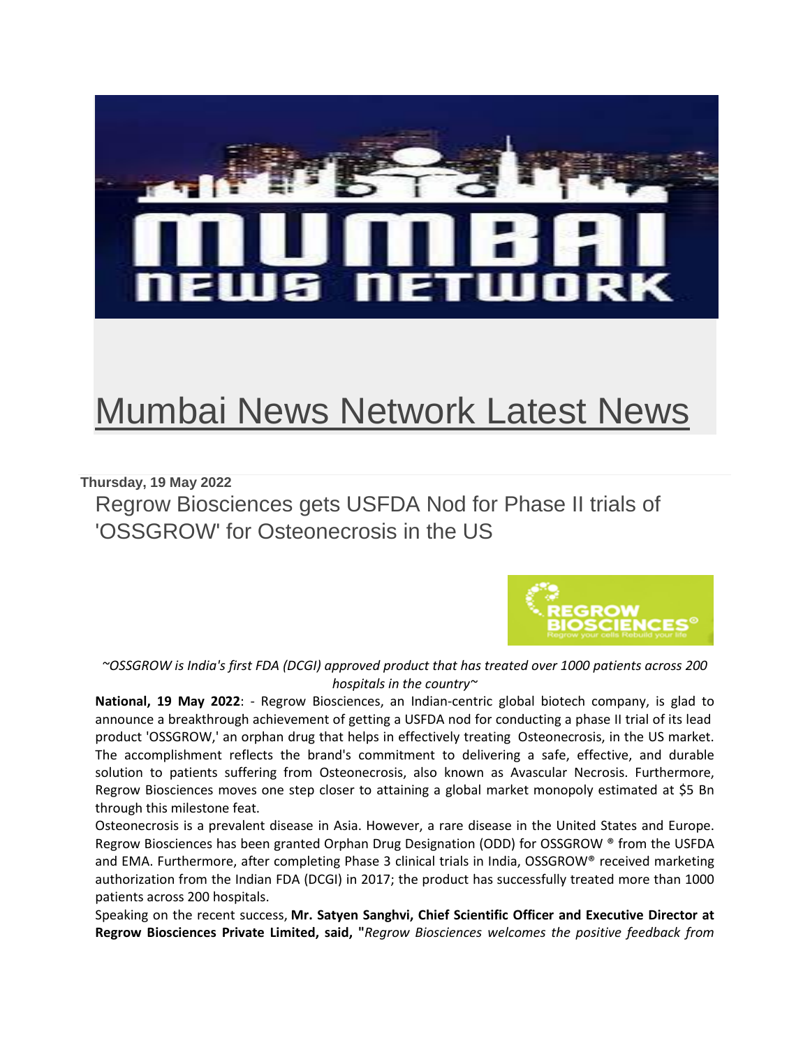# Mumbai News Network Latest News

**Thursday, 19 May 2022**

## Regrow Biosciences gets USFDA Nod for Phase II trials of 'OSSGROW' for Osteonecrosis in the US

*~OSSGROW is India's first FDA (DCGI) approved product that has treated over 1000 patients across 200 hospitals in the country~*

**National, 19 May 2022**: - Regrow Biosciences, an Indian-centric global biotech company, is glad to announce a breakthrough achievement of getting a USFDA nod for conducting a phase II trial of its lead product 'OSSGROW,' an orphan drug that helps in effectively treating Osteonecrosis, in the US market. The accomplishment reflects the brand's commitment to delivering a safe, effective, and durable solution to patients suffering from Osteonecrosis, also known as Avascular Necrosis. Furthermore, Regrow Biosciences moves one step closer to attaining a global market monopoly estimated at $5 Bn through this milestone feat.

Osteonecrosis is a prevalent disease in Asia. However, a rare disease in the United States and Europe. Regrow Biosciences has been granted Orphan Drug Designation (ODD) for OSSGROW ® from the USFDA and EMA. Furthermore, after completing Phase 3 clinical trials in India, OSSGROW® received marketing authorization from the Indian FDA (DCGI) in 2017; the product has successfully treated more than 1000 patients across 200 hospitals.

Speaking on the recent success, **Mr. Satyen Sanghvi, Chief Scientific Officer and Executive Director at Regrow Biosciences Private Limited, said, "***Regrow Biosciences welcomes the positive feedback from*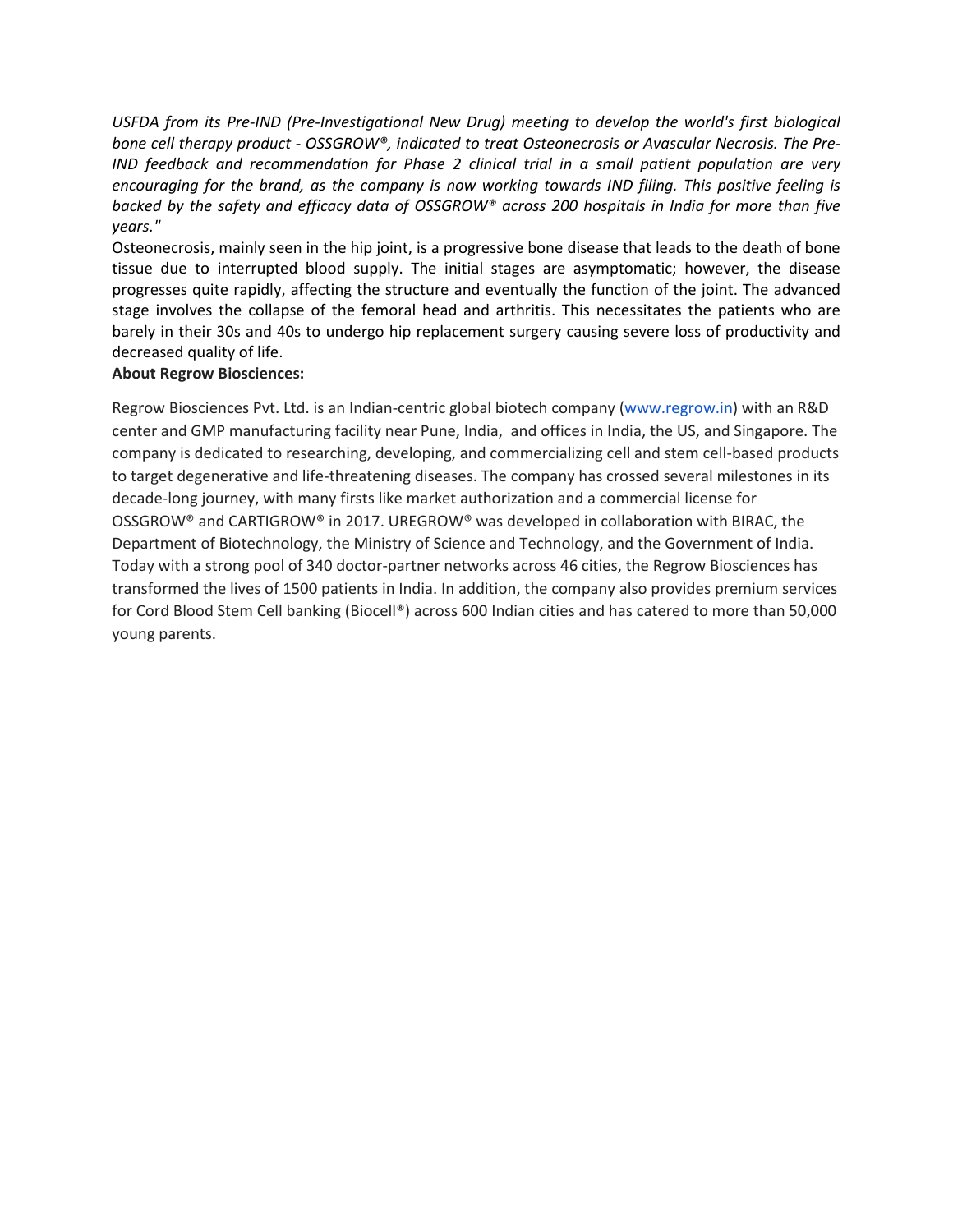*USFDA from its Pre-IND (Pre-Investigational New Drug) meeting to develop the world's first biological bone cell therapy product - OSSGROW®, indicated to treat Osteonecrosis or Avascular Necrosis. The Pre-IND feedback and recommendation for Phase 2 clinical trial in a small patient population are very encouraging for the brand, as the company is now working towards IND filing. This positive feeling is backed by the safety and efficacy data of OSSGROW® across 200 hospitals in India for more than five years."*

Osteonecrosis, mainly seen in the hip joint, is a progressive bone disease that leads to the death of bone tissue due to interrupted blood supply. The initial stages are asymptomatic; however, the disease progresses quite rapidly, affecting the structure and eventually the function of the joint. The advanced stage involves the collapse of the femoral head and arthritis. This necessitates the patients who are barely in their 30s and 40s to undergo hip replacement surgery causing severe loss of productivity and decreased quality of life.

**About Regrow Biosciences:**

Regrow Biosciences Pvt. Ltd. is an Indian-centric global biotech company ([www.regrow.in](http://www.regrow.in)) with an R&D center and GMP manufacturing facility near Pune, India, and offices in India, the US, and Singapore. The company is dedicated to researching, developing, and commercializing cell and stem cell-based products to target degenerative and life-threatening diseases. The company has crossed several milestones in its decade-long journey, with many firsts like market authorization and a commercial license for OSSGROW® and CARTIGROW® in 2017. UREGROW® was developed in collaboration with BIRAC, the Department of Biotechnology, the Ministry of Science and Technology, and the Government of India. Today with a strong pool of 340 doctor-partner networks across 46 cities, the Regrow Biosciences has transformed the lives of 1500 patients in India. In addition, the company also provides premium services for Cord Blood Stem Cell banking (Biocell®) across 600 Indian cities and has catered to more than 50,000 young parents.